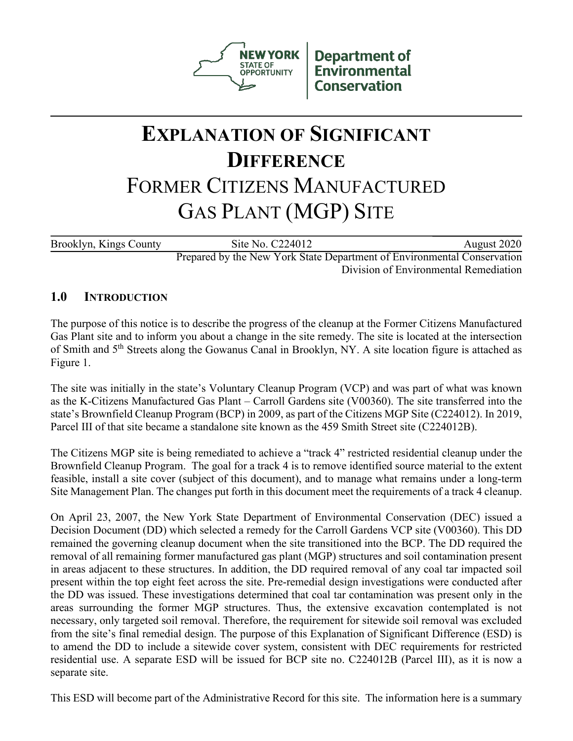New York State of Opportunity | Department of Environmental Conservation

# Explanation of Significant Difference

# Former Citizens Manufactured Gas Plant (MGP) Site

Brooklyn, Kings County — Site No. C224012 — August 2020

Prepared by the New York State Department of Environmental Conservation
Division of Environmental Remediation

## 1.0 Introduction

The purpose of this notice is to describe the progress of the cleanup at the Former Citizens Manufactured Gas Plant site and to inform you about a change in the site remedy. The site is located at the intersection of Smith and 5th Streets along the Gowanus Canal in Brooklyn, NY. A site location figure is attached as Figure 1.

The site was initially in the state's Voluntary Cleanup Program (VCP) and was part of what was known as the K-Citizens Manufactured Gas Plant – Carroll Gardens site (V00360). The site transferred into the state's Brownfield Cleanup Program (BCP) in 2009, as part of the Citizens MGP Site (C224012). In 2019, Parcel III of that site became a standalone site known as the 459 Smith Street site (C224012B).

The Citizens MGP site is being remediated to achieve a "track 4" restricted residential cleanup under the Brownfield Cleanup Program. The goal for a track 4 is to remove identified source material to the extent feasible, install a site cover (subject of this document), and to manage what remains under a long-term Site Management Plan. The changes put forth in this document meet the requirements of a track 4 cleanup.

On April 23, 2007, the New York State Department of Environmental Conservation (DEC) issued a Decision Document (DD) which selected a remedy for the Carroll Gardens VCP site (V00360). This DD remained the governing cleanup document when the site transitioned into the BCP. The DD required the removal of all remaining former manufactured gas plant (MGP) structures and soil contamination present in areas adjacent to these structures. In addition, the DD required removal of any coal tar impacted soil present within the top eight feet across the site. Pre-remedial design investigations were conducted after the DD was issued. These investigations determined that coal tar contamination was present only in the areas surrounding the former MGP structures. Thus, the extensive excavation contemplated is not necessary, only targeted soil removal. Therefore, the requirement for sitewide soil removal was excluded from the site's final remedial design. The purpose of this Explanation of Significant Difference (ESD) is to amend the DD to include a sitewide cover system, consistent with DEC requirements for restricted residential use. A separate ESD will be issued for BCP site no. C224012B (Parcel III), as it is now a separate site.

This ESD will become part of the Administrative Record for this site. The information here is a summary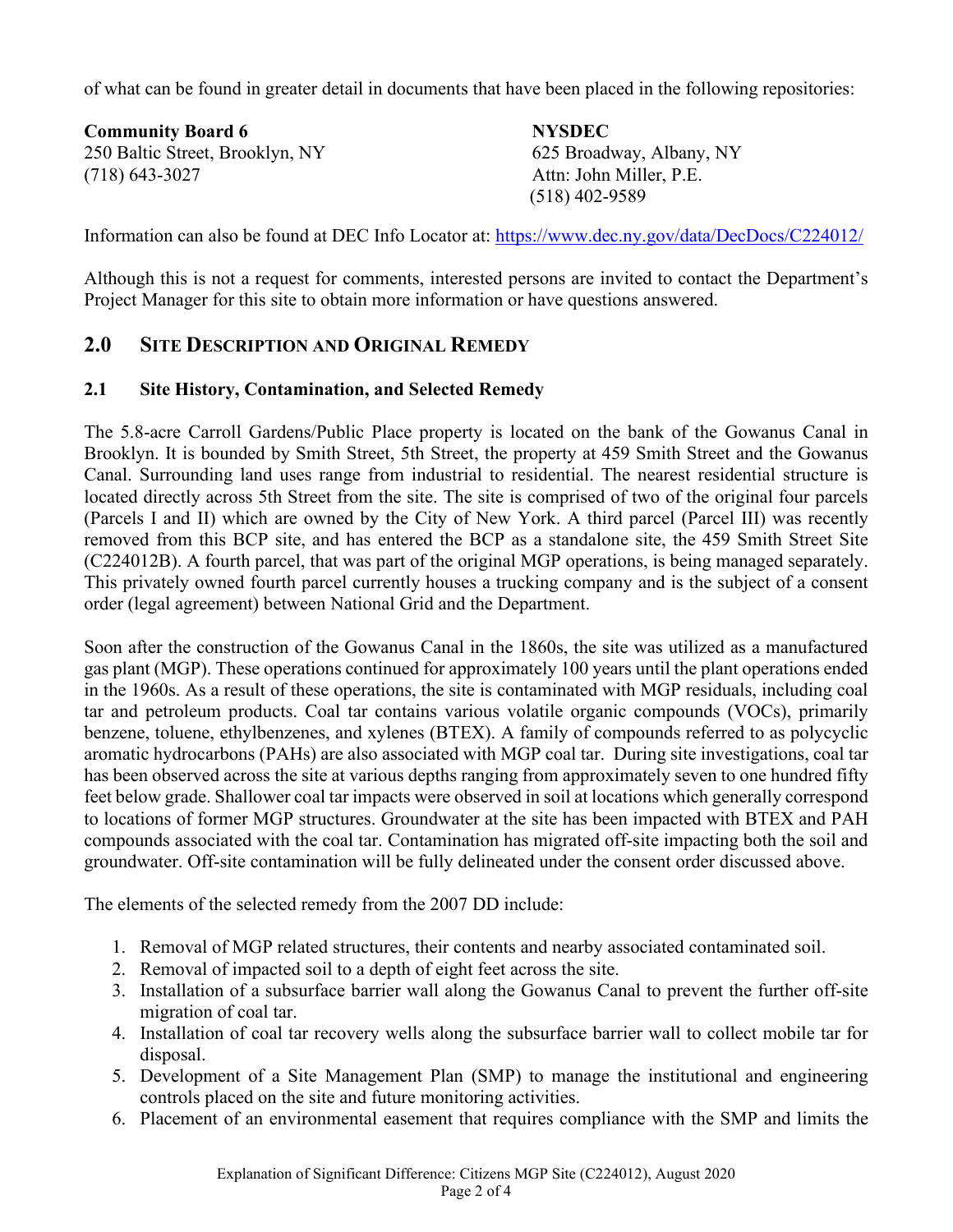of what can be found in greater detail in documents that have been placed in the following repositories:

**Community Board 6**
250 Baltic Street, Brooklyn, NY
(718) 643-3027

**NYSDEC**
625 Broadway, Albany, NY
Attn: John Miller, P.E.
(518) 402-9589

Information can also be found at DEC Info Locator at: https://www.dec.ny.gov/data/DecDocs/C224012/

Although this is not a request for comments, interested persons are invited to contact the Department's Project Manager for this site to obtain more information or have questions answered.

## 2.0 Site Description and Original Remedy

### 2.1 Site History, Contamination, and Selected Remedy

The 5.8-acre Carroll Gardens/Public Place property is located on the bank of the Gowanus Canal in Brooklyn. It is bounded by Smith Street, 5th Street, the property at 459 Smith Street and the Gowanus Canal. Surrounding land uses range from industrial to residential. The nearest residential structure is located directly across 5th Street from the site. The site is comprised of two of the original four parcels (Parcels I and II) which are owned by the City of New York. A third parcel (Parcel III) was recently removed from this BCP site, and has entered the BCP as a standalone site, the 459 Smith Street Site (C224012B). A fourth parcel, that was part of the original MGP operations, is being managed separately. This privately owned fourth parcel currently houses a trucking company and is the subject of a consent order (legal agreement) between National Grid and the Department.

Soon after the construction of the Gowanus Canal in the 1860s, the site was utilized as a manufactured gas plant (MGP). These operations continued for approximately 100 years until the plant operations ended in the 1960s. As a result of these operations, the site is contaminated with MGP residuals, including coal tar and petroleum products. Coal tar contains various volatile organic compounds (VOCs), primarily benzene, toluene, ethylbenzenes, and xylenes (BTEX). A family of compounds referred to as polycyclic aromatic hydrocarbons (PAHs) are also associated with MGP coal tar. During site investigations, coal tar has been observed across the site at various depths ranging from approximately seven to one hundred fifty feet below grade. Shallower coal tar impacts were observed in soil at locations which generally correspond to locations of former MGP structures. Groundwater at the site has been impacted with BTEX and PAH compounds associated with the coal tar. Contamination has migrated off-site impacting both the soil and groundwater. Off-site contamination will be fully delineated under the consent order discussed above.

The elements of the selected remedy from the 2007 DD include:

1. Removal of MGP related structures, their contents and nearby associated contaminated soil.
2. Removal of impacted soil to a depth of eight feet across the site.
3. Installation of a subsurface barrier wall along the Gowanus Canal to prevent the further off-site migration of coal tar.
4. Installation of coal tar recovery wells along the subsurface barrier wall to collect mobile tar for disposal.
5. Development of a Site Management Plan (SMP) to manage the institutional and engineering controls placed on the site and future monitoring activities.
6. Placement of an environmental easement that requires compliance with the SMP and limits the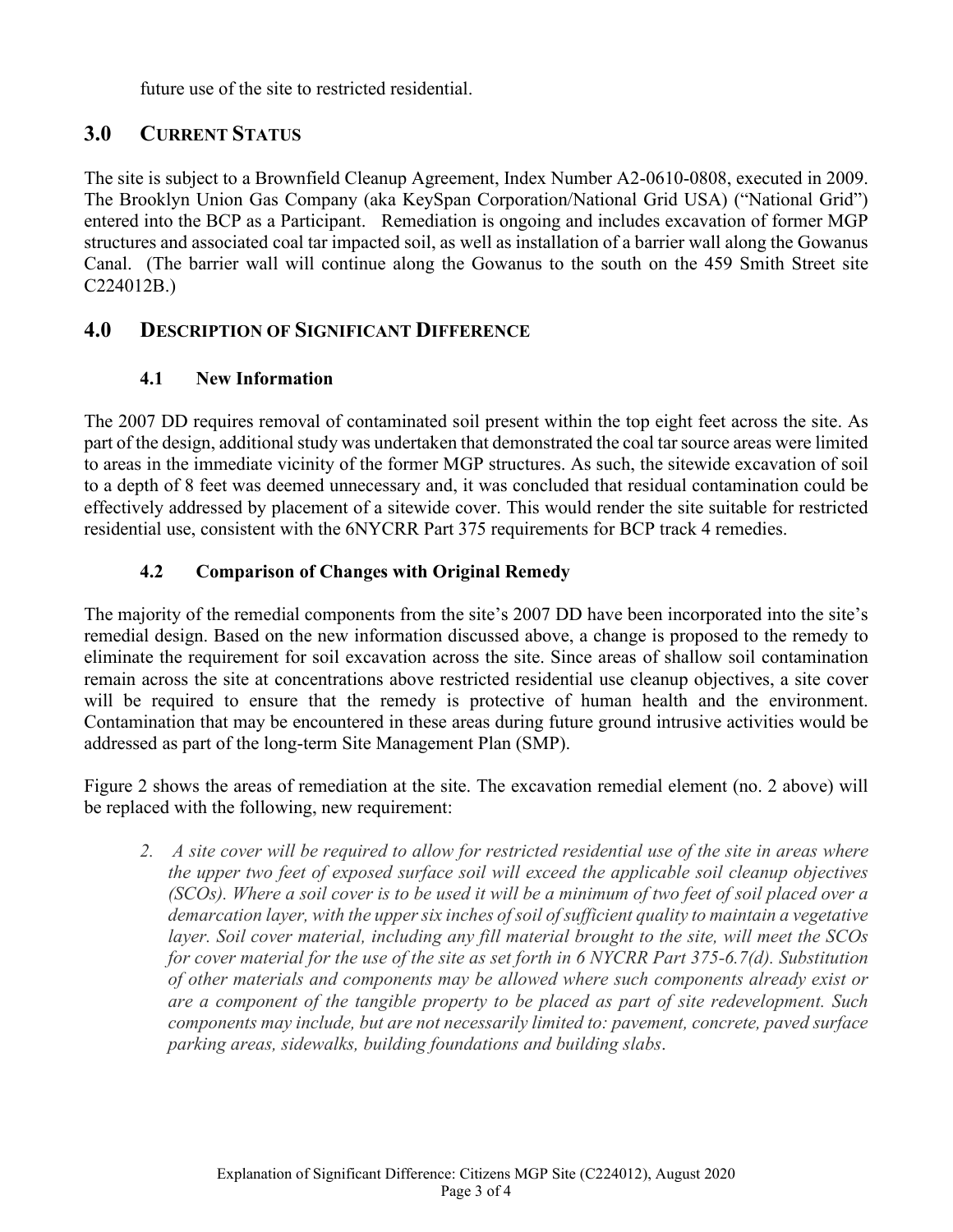future use of the site to restricted residential.

## 3.0 CURRENT STATUS

The site is subject to a Brownfield Cleanup Agreement, Index Number A2-0610-0808, executed in 2009. The Brooklyn Union Gas Company (aka KeySpan Corporation/National Grid USA) ("National Grid") entered into the BCP as a Participant. Remediation is ongoing and includes excavation of former MGP structures and associated coal tar impacted soil, as well as installation of a barrier wall along the Gowanus Canal. (The barrier wall will continue along the Gowanus to the south on the 459 Smith Street site C224012B.)

## 4.0 DESCRIPTION OF SIGNIFICANT DIFFERENCE

### 4.1 New Information

The 2007 DD requires removal of contaminated soil present within the top eight feet across the site. As part of the design, additional study was undertaken that demonstrated the coal tar source areas were limited to areas in the immediate vicinity of the former MGP structures. As such, the sitewide excavation of soil to a depth of 8 feet was deemed unnecessary and, it was concluded that residual contamination could be effectively addressed by placement of a sitewide cover. This would render the site suitable for restricted residential use, consistent with the 6NYCRR Part 375 requirements for BCP track 4 remedies.

### 4.2 Comparison of Changes with Original Remedy

The majority of the remedial components from the site's 2007 DD have been incorporated into the site's remedial design. Based on the new information discussed above, a change is proposed to the remedy to eliminate the requirement for soil excavation across the site. Since areas of shallow soil contamination remain across the site at concentrations above restricted residential use cleanup objectives, a site cover will be required to ensure that the remedy is protective of human health and the environment. Contamination that may be encountered in these areas during future ground intrusive activities would be addressed as part of the long-term Site Management Plan (SMP).

Figure 2 shows the areas of remediation at the site. The excavation remedial element (no. 2 above) will be replaced with the following, new requirement:

> *2. A site cover will be required to allow for restricted residential use of the site in areas where the upper two feet of exposed surface soil will exceed the applicable soil cleanup objectives (SCOs). Where a soil cover is to be used it will be a minimum of two feet of soil placed over a demarcation layer, with the upper six inches of soil of sufficient quality to maintain a vegetative layer. Soil cover material, including any fill material brought to the site, will meet the SCOs for cover material for the use of the site as set forth in 6 NYCRR Part 375-6.7(d). Substitution of other materials and components may be allowed where such components already exist or are a component of the tangible property to be placed as part of site redevelopment. Such components may include, but are not necessarily limited to: pavement, concrete, paved surface parking areas, sidewalks, building foundations and building slabs.*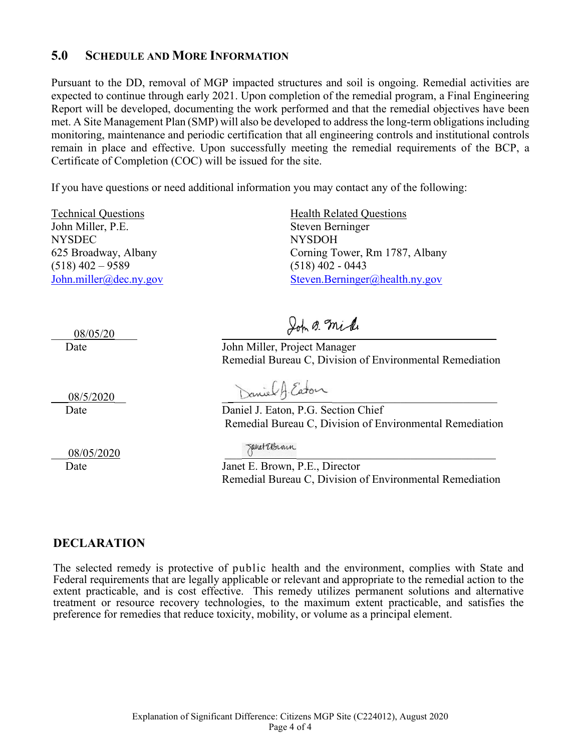## 5.0 Schedule and More Information

Pursuant to the DD, removal of MGP impacted structures and soil is ongoing. Remedial activities are expected to continue through early 2021. Upon completion of the remedial program, a Final Engineering Report will be developed, documenting the work performed and that the remedial objectives have been met. A Site Management Plan (SMP) will also be developed to address the long-term obligations including monitoring, maintenance and periodic certification that all engineering controls and institutional controls remain in place and effective. Upon successfully meeting the remedial requirements of the BCP, a Certificate of Completion (COC) will be issued for the site.

If you have questions or need additional information you may contact any of the following:

Technical Questions
John Miller, P.E.
NYSDEC
625 Broadway, Albany
(518) 402 – 9589
John.miller@dec.ny.gov

Health Related Questions
Steven Berninger
NYSDOH
Corning Tower, Rm 1787, Albany
(518) 402 - 0443
Steven.Berninger@health.ny.gov

08/05/20
Date

John Miller, Project Manager
Remedial Bureau C, Division of Environmental Remediation

08/5/2020
Date

Daniel J. Eaton, P.G. Section Chief
Remedial Bureau C, Division of Environmental Remediation

08/05/2020
Date

Janet E. Brown, P.E., Director
Remedial Bureau C, Division of Environmental Remediation

## DECLARATION

The selected remedy is protective of public health and the environment, complies with State and Federal requirements that are legally applicable or relevant and appropriate to the remedial action to the extent practicable, and is cost effective. This remedy utilizes permanent solutions and alternative treatment or resource recovery technologies, to the maximum extent practicable, and satisfies the preference for remedies that reduce toxicity, mobility, or volume as a principal element.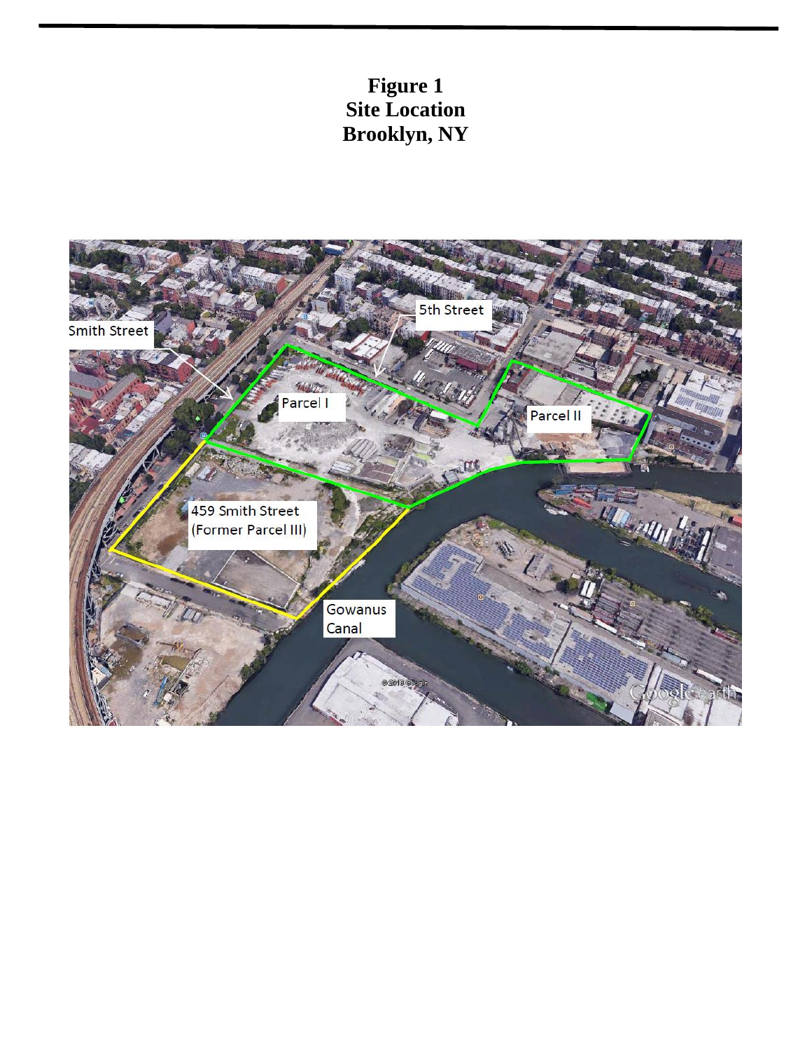**Figure 1**
**Site Location**
**Brooklyn, NY**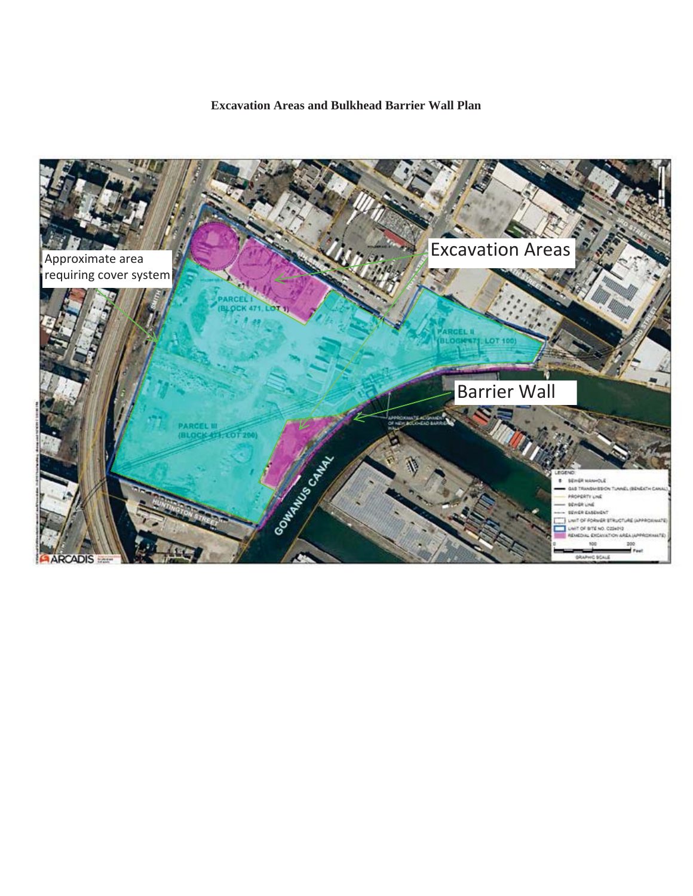**Excavation Areas and Bulkhead Barrier Wall Plan**

Approximate area requiring cover system

Excavation Areas

Barrier Wall

PARCEL I (BLOCK 471, LOT 1)

PARCEL II (BLOCK 471, LOT 100)

PARCEL III (BLOCK 471, LOT 200)

GOWANUS CANAL

HUNTINGTON STREET

SMITH STREET

APPROXIMATE ALIGNMENT OF NEW BULKHEAD BARRIER WALL

LEGEND:

SEWER MANHOLE

GAS TRANSMISSION TUNNEL (BENEATH CANAL)

PROPERTY LINE

SEWER LINE

SEWER EASEMENT

LIMIT OF FORMER STRUCTURE (APPROXIMATE)

LIMIT OF SITE NO. C224012

REMEDIAL EXCAVATION AREA (APPROXIMATE)

0 100 200 Feet

GRAPHIC SCALE

ARCADIS